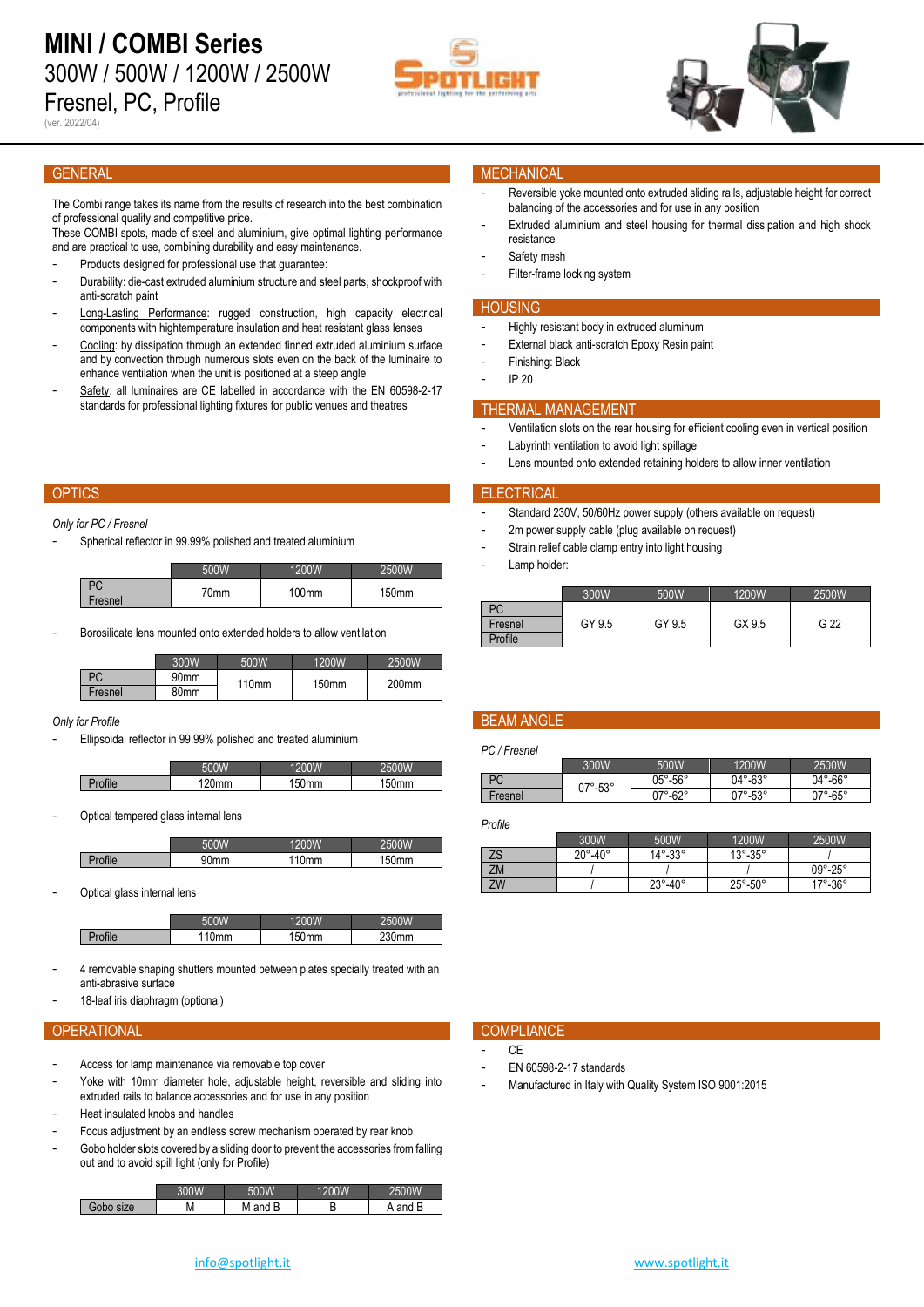# MINI / COMBI Series

## 300W / 500W / 1200W / 2500W

## Fresnel, PC, Profile

(ver. 2022/04)

## GENERAL

The Combi range takes its name from the results of research into the best combination of professional quality and competitive price.
These COMBI spots, made of steel and aluminium, give optimal lighting performance and are practical to use, combining durability and easy maintenance.

- Products designed for professional use that guarantee:
- Durability: die-cast extruded aluminium structure and steel parts, shockproof with anti-scratch paint
- Long-Lasting Performance: rugged construction, high capacity electrical components with hightemperature insulation and heat resistant glass lenses
- Cooling: by dissipation through an extended finned extruded aluminium surface and by convection through numerous slots even on the back of the luminaire to enhance ventilation when the unit is positioned at a steep angle
- Safety: all luminaires are CE labelled in accordance with the EN 60598-2-17 standards for professional lighting fixtures for public venues and theatres

## OPTICS

*Only for PC / Fresnel*

- Spherical reflector in 99.99% polished and treated aluminium

| | 500W | 1200W | 2500W |
|---|---|---|---|
| PC / Fresnel | 70mm | 100mm | 150mm |

- Borosilicate lens mounted onto extended holders to allow ventilation

| | 300W | 500W | 1200W | 2500W |
|---|---|---|---|---|
| PC | 90mm | 110mm | 150mm | 200mm |
| Fresnel | 80mm | | | |

*Only for Profile*

- Ellipsoidal reflector in 99.99% polished and treated aluminium

| | 500W | 1200W | 2500W |
|---|---|---|---|
| Profile | 120mm | 150mm | 150mm |

- Optical tempered glass internal lens

| | 500W | 1200W | 2500W |
|---|---|---|---|
| Profile | 90mm | 110mm | 150mm |

- Optical glass internal lens

| | 500W | 1200W | 2500W |
|---|---|---|---|
| Profile | 110mm | 150mm | 230mm |

- 4 removable shaping shutters mounted between plates specially treated with an anti-abrasive surface
- 18-leaf iris diaphragm (optional)

## OPERATIONAL

- Access for lamp maintenance via removable top cover
- Yoke with 10mm diameter hole, adjustable height, reversible and sliding into extruded rails to balance accessories and for use in any position
- Heat insulated knobs and handles
- Focus adjustment by an endless screw mechanism operated by rear knob
- Gobo holder slots covered by a sliding door to prevent the accessories from falling out and to avoid spill light (only for Profile)

| | 300W | 500W | 1200W | 2500W |
|---|---|---|---|---|
| Gobo size | M | M and B | B | A and B |

## MECHANICAL

- Reversible yoke mounted onto extruded sliding rails, adjustable height for correct balancing of the accessories and for use in any position
- Extruded aluminium and steel housing for thermal dissipation and high shock resistance
- Safety mesh
- Filter-frame locking system

## HOUSING

- Highly resistant body in extruded aluminum
- External black anti-scratch Epoxy Resin paint
- Finishing: Black
- IP 20

## THERMAL MANAGEMENT

- Ventilation slots on the rear housing for efficient cooling even in vertical position
- Labyrinth ventilation to avoid light spillage
- Lens mounted onto extended retaining holders to allow inner ventilation

## ELECTRICAL

- Standard 230V, 50/60Hz power supply (others available on request)
- 2m power supply cable (plug available on request)
- Strain relief cable clamp entry into light housing
- Lamp holder:

| | 300W | 500W | 1200W | 2500W |
|---|---|---|---|---|
| PC / Fresnel / Profile | GY 9.5 | GY 9.5 | GX 9.5 | G 22 |

## BEAM ANGLE

*PC / Fresnel*

| | 300W | 500W | 1200W | 2500W |
|---|---|---|---|---|
| PC | 07°-53° | 05°-56° | 04°-63° | 04°-66° |
| Fresnel | | 07°-62° | 07°-53° | 07°-65° |

*Profile*

| | 300W | 500W | 1200W | 2500W |
|---|---|---|---|---|
| ZS | 20°-40° | 14°-33° | 13°-35° | / |
| ZM | / | / | / | 09°-25° |
| ZW | / | 23°-40° | 25°-50° | 17°-36° |

## COMPLIANCE

- CE
- EN 60598-2-17 standards
- Manufactured in Italy with Quality System ISO 9001:2015

info@spotlight.it www.spotlight.it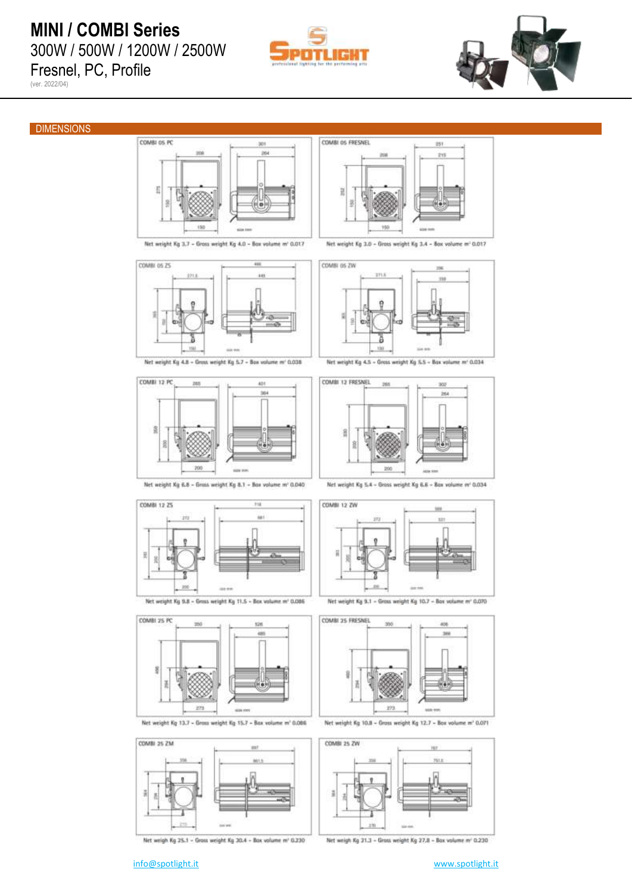## DIMENSIONS

COMBI 05 PC

Net weight Kg 3.7 – Gross weight Kg 4.0 – Box volume m³ 0.017

COMBI 05 FRESNEL

Net weight Kg 3.0 – Gross weight Kg 3.4 – Box volume m³ 0.017

COMBI 05 ZS

Net weight Kg 4.8 – Gross weight Kg 5.7 – Box volume m³ 0.038

COMBI 05 ZW

Net weight Kg 4.5 – Gross weight Kg 5.5 – Box volume m³ 0.034

COMBI 12 PC

Net weight Kg 6.8 – Gross weight Kg 8.1 – Box volume m³ 0.040

COMBI 12 FRESNEL

Net weight Kg 5.4 – Gross weight Kg 6.6 – Box volume m³ 0.034

COMBI 12 ZS

Net weight Kg 9.8 – Gross weight Kg 11.5 – Box volume m³ 0.086

COMBI 12 ZW

Net weight Kg 9.1 – Gross weight Kg 10.7 – Box volume m³ 0.070

COMBI 25 PC

Net weight Kg 13.7 – Gross weight Kg 15.7 – Box volume m³ 0.086

COMBI 25 FRESNEL

Net weight Kg 10.8 – Gross weight Kg 12.7 – Box volume m³ 0.071

COMBI 25 ZM

Net weigh Kg 25.1 – Gross weight Kg 30.4 – Box volume m³ 0.230

COMBI 25 ZW

Net weigh Kg 21.3 – Gross weight Kg 27.8 – Box volume m³ 0.230

info@spotlight.it www.spotlight.it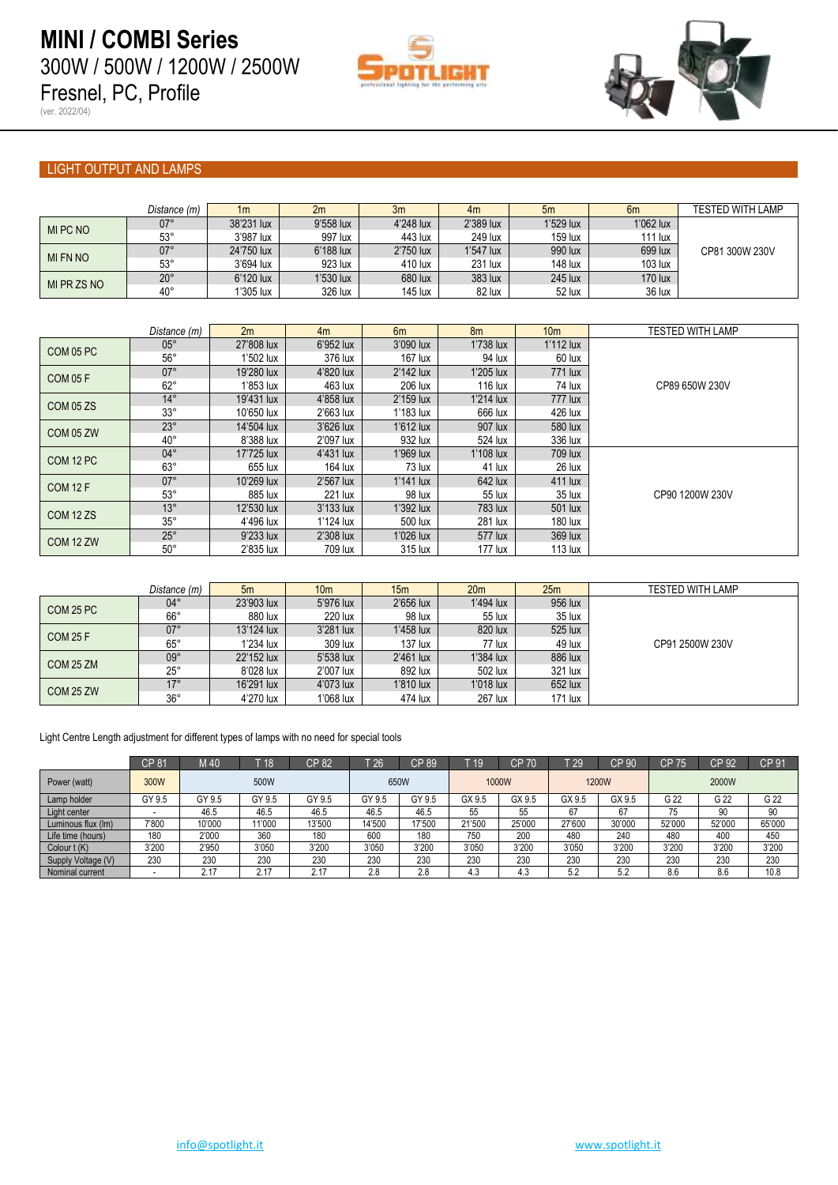# MINI / COMBI Series

300W / 500W / 1200W / 2500W

Fresnel, PC, Profile

(ver. 2022/04)

## LIGHT OUTPUT AND LAMPS

| | *Distance (m)* | 1m | 2m | 3m | 4m | 5m | 6m | TESTED WITH LAMP |
|---|---|---|---|---|---|---|---|---|
| MI PC NO | 07° | 38'231 lux | 9'558 lux | 4'248 lux | 2'389 lux | 1'529 lux | 1'062 lux | CP81 300W 230V |
| | 53° | 3'987 lux | 997 lux | 443 lux | 249 lux | 159 lux | 111 lux | |
| MI FN NO | 07° | 24'750 lux | 6'188 lux | 2'750 lux | 1'547 lux | 990 lux | 699 lux | |
| | 53° | 3'694 lux | 923 lux | 410 lux | 231 lux | 148 lux | 103 lux | |
| MI PR ZS NO | 20° | 6'120 lux | 1'530 lux | 680 lux | 383 lux | 245 lux | 170 lux | |
| | 40° | 1'305 lux | 326 lux | 145 lux | 82 lux | 52 lux | 36 lux | |

| | *Distance (m)* | 2m | 4m | 6m | 8m | 10m | TESTED WITH LAMP |
|---|---|---|---|---|---|---|---|
| COM 05 PC | 05° | 27'808 lux | 6'952 lux | 3'090 lux | 1'738 lux | 1'112 lux | CP89 650W 230V |
| | 56° | 1'502 lux | 376 lux | 167 lux | 94 lux | 60 lux | |
| COM 05 F | 07° | 19'280 lux | 4'820 lux | 2'142 lux | 1'205 lux | 771 lux | |
| | 62° | 1'853 lux | 463 lux | 206 lux | 116 lux | 74 lux | |
| COM 05 ZS | 14° | 19'431 lux | 4'858 lux | 2'159 lux | 1'214 lux | 777 lux | |
| | 33° | 10'650 lux | 2'663 lux | 1'183 lux | 666 lux | 426 lux | |
| COM 05 ZW | 23° | 14'504 lux | 3'626 lux | 1'612 lux | 907 lux | 580 lux | |
| | 40° | 8'388 lux | 2'097 lux | 932 lux | 524 lux | 336 lux | |
| COM 12 PC | 04° | 17'725 lux | 4'431 lux | 1'969 lux | 1'108 lux | 709 lux | CP90 1200W 230V |
| | 63° | 655 lux | 164 lux | 73 lux | 41 lux | 26 lux | |
| COM 12 F | 07° | 10'269 lux | 2'567 lux | 1'141 lux | 642 lux | 411 lux | |
| | 53° | 885 lux | 221 lux | 98 lux | 55 lux | 35 lux | |
| COM 12 ZS | 13° | 12'530 lux | 3'133 lux | 1'392 lux | 783 lux | 501 lux | |
| | 35° | 4'496 lux | 1'124 lux | 500 lux | 281 lux | 180 lux | |
| COM 12 ZW | 25° | 9'233 lux | 2'308 lux | 1'026 lux | 577 lux | 369 lux | |
| | 50° | 2'835 lux | 709 lux | 315 lux | 177 lux | 113 lux | |

| | *Distance (m)* | 5m | 10m | 15m | 20m | 25m | TESTED WITH LAMP |
|---|---|---|---|---|---|---|---|
| COM 25 PC | 04° | 23'903 lux | 5'976 lux | 2'656 lux | 1'494 lux | 956 lux | CP91 2500W 230V |
| | 66° | 880 lux | 220 lux | 98 lux | 55 lux | 35 lux | |
| COM 25 F | 07° | 13'124 lux | 3'281 lux | 1'458 lux | 820 lux | 525 lux | |
| | 65° | 1'234 lux | 309 lux | 137 lux | 77 lux | 49 lux | |
| COM 25 ZM | 09° | 22'152 lux | 5'538 lux | 2'461 lux | 1'384 lux | 886 lux | |
| | 25° | 8'028 lux | 2'007 lux | 892 lux | 502 lux | 321 lux | |
| COM 25 ZW | 17° | 16'291 lux | 4'073 lux | 1'810 lux | 1'018 lux | 652 lux | |
| | 36° | 4'270 lux | 1'068 lux | 474 lux | 267 lux | 171 lux | |

Light Centre Length adjustment for different types of lamps with no need for special tools

| | CP 81 | M 40 | T 18 | CP 82 | T 26 | CP 89 | T 19 | CP 70 | T 29 | CP 90 | CP 75 | CP 92 | CP 91 |
|---|---|---|---|---|---|---|---|---|---|---|---|---|---|
| Power (watt) | 300W | 500W | | | 650W | | 1000W | | 1200W | | 2000W | | |
| Lamp holder | GY 9.5 | GY 9.5 | GY 9.5 | GY 9.5 | GY 9.5 | GY 9.5 | GX 9.5 | GX 9.5 | GX 9.5 | GX 9.5 | G 22 | G 22 | G 22 |
| Light center | - | 46.5 | 46.5 | 46.5 | 46.5 | 46.5 | 55 | 55 | 67 | 67 | 75 | 90 | 90 |
| Luminous flux (lm) | 7'800 | 10'000 | 11'000 | 13'500 | 14'500 | 17'500 | 21'500 | 25'000 | 27'600 | 30'000 | 52'000 | 52'000 | 65'000 |
| Life time (hours) | 180 | 2'000 | 360 | 180 | 600 | 180 | 750 | 200 | 480 | 240 | 480 | 400 | 450 |
| Colour t (K) | 3'200 | 2'950 | 3'050 | 3'200 | 3'050 | 3'200 | 3'050 | 3'200 | 3'050 | 3'200 | 3'200 | 3'200 | 3'200 |
| Supply Voltage (V) | 230 | 230 | 230 | 230 | 230 | 230 | 230 | 230 | 230 | 230 | 230 | 230 | 230 |
| Nominal current | - | 2.17 | 2.17 | 2.17 | 2.8 | 2.8 | 4.3 | 4.3 | 5.2 | 5.2 | 8.6 | 8.6 | 10.8 |

info@spotlight.it www.spotlight.it